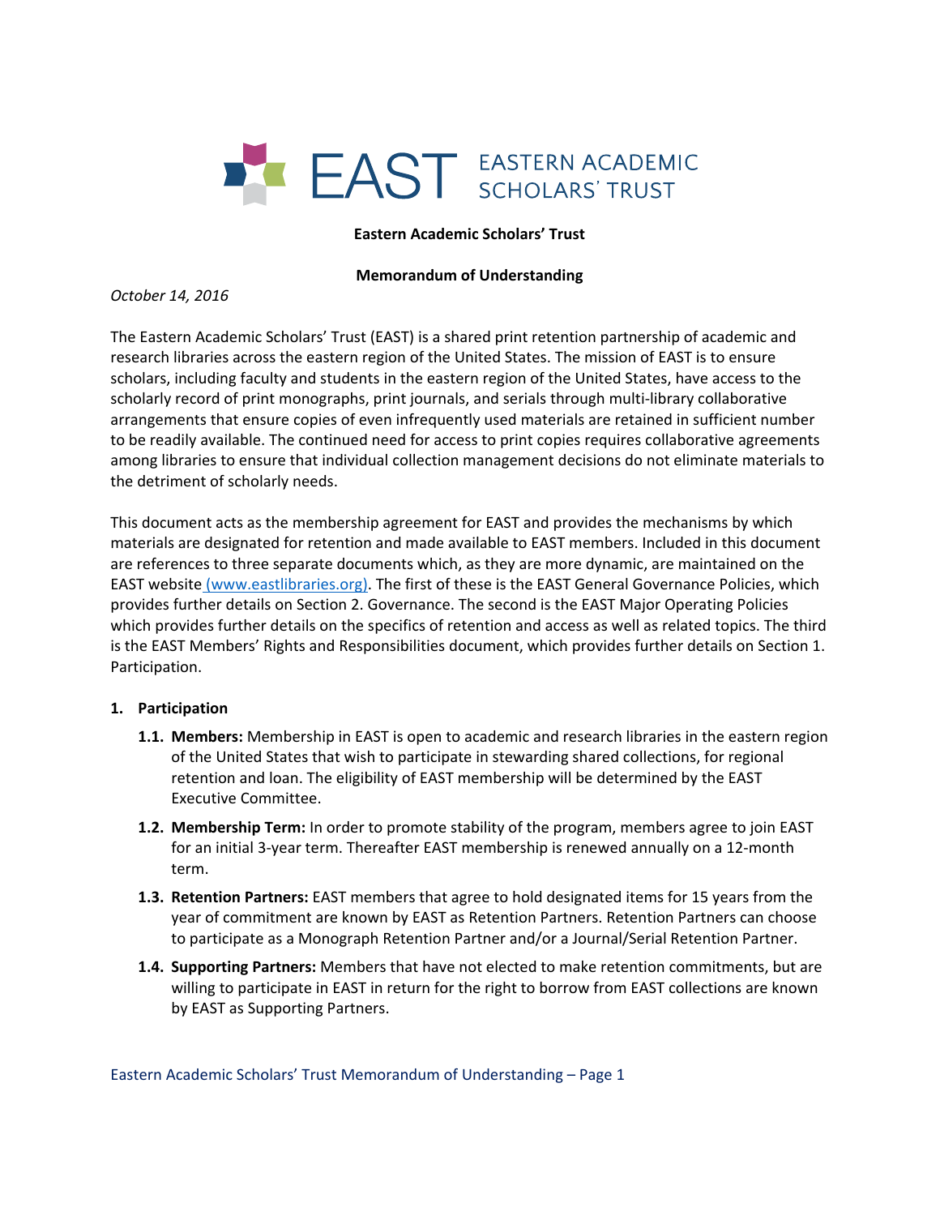EAST EASTERN ACADEMIC SCHOLARS' TRUST

**Eastern Academic Scholars' Trust**

**Memorandum of Understanding**

*October 14, 2016*

The Eastern Academic Scholars' Trust (EAST) is a shared print retention partnership of academic and research libraries across the eastern region of the United States. The mission of EAST is to ensure scholars, including faculty and students in the eastern region of the United States, have access to the scholarly record of print monographs, print journals, and serials through multi-library collaborative arrangements that ensure copies of even infrequently used materials are retained in sufficient number to be readily available. The continued need for access to print copies requires collaborative agreements among libraries to ensure that individual collection management decisions do not eliminate materials to the detriment of scholarly needs.

This document acts as the membership agreement for EAST and provides the mechanisms by which materials are designated for retention and made available to EAST members. Included in this document are references to three separate documents which, as they are more dynamic, are maintained on the EAST website (www.eastlibraries.org). The first of these is the EAST General Governance Policies, which provides further details on Section 2. Governance. The second is the EAST Major Operating Policies which provides further details on the specifics of retention and access as well as related topics. The third is the EAST Members' Rights and Responsibilities document, which provides further details on Section 1. Participation.

## 1. Participation

**1.1. Members:** Membership in EAST is open to academic and research libraries in the eastern region of the United States that wish to participate in stewarding shared collections, for regional retention and loan. The eligibility of EAST membership will be determined by the EAST Executive Committee.

**1.2. Membership Term:** In order to promote stability of the program, members agree to join EAST for an initial 3-year term. Thereafter EAST membership is renewed annually on a 12-month term.

**1.3. Retention Partners:** EAST members that agree to hold designated items for 15 years from the year of commitment are known by EAST as Retention Partners. Retention Partners can choose to participate as a Monograph Retention Partner and/or a Journal/Serial Retention Partner.

**1.4. Supporting Partners:** Members that have not elected to make retention commitments, but are willing to participate in EAST in return for the right to borrow from EAST collections are known by EAST as Supporting Partners.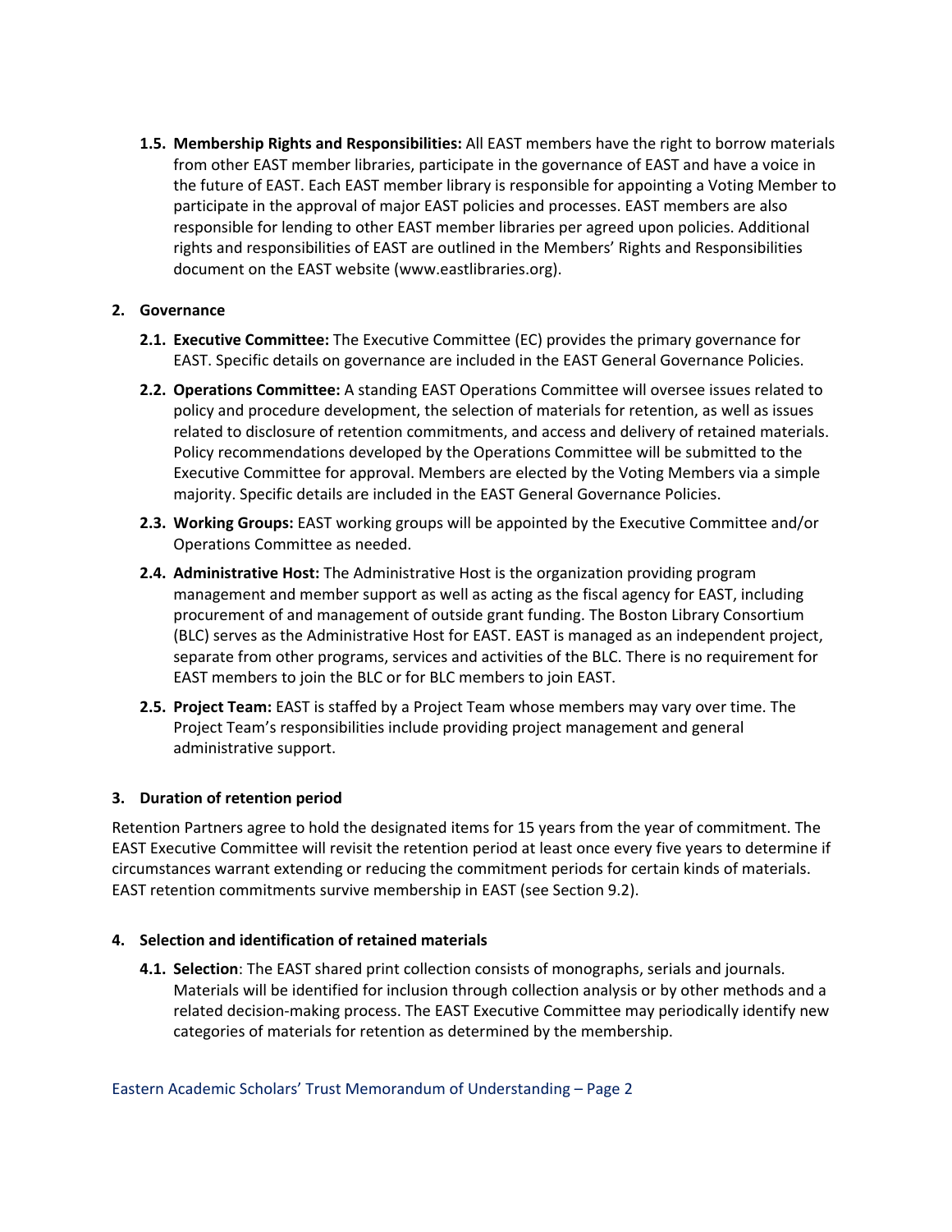1.5. **Membership Rights and Responsibilities:** All EAST members have the right to borrow materials from other EAST member libraries, participate in the governance of EAST and have a voice in the future of EAST. Each EAST member library is responsible for appointing a Voting Member to participate in the approval of major EAST policies and processes. EAST members are also responsible for lending to other EAST member libraries per agreed upon policies. Additional rights and responsibilities of EAST are outlined in the Members' Rights and Responsibilities document on the EAST website (www.eastlibraries.org).

## 2. Governance

2.1. **Executive Committee:** The Executive Committee (EC) provides the primary governance for EAST. Specific details on governance are included in the EAST General Governance Policies.

2.2. **Operations Committee:** A standing EAST Operations Committee will oversee issues related to policy and procedure development, the selection of materials for retention, as well as issues related to disclosure of retention commitments, and access and delivery of retained materials. Policy recommendations developed by the Operations Committee will be submitted to the Executive Committee for approval. Members are elected by the Voting Members via a simple majority. Specific details are included in the EAST General Governance Policies.

2.3. **Working Groups:** EAST working groups will be appointed by the Executive Committee and/or Operations Committee as needed.

2.4. **Administrative Host:** The Administrative Host is the organization providing program management and member support as well as acting as the fiscal agency for EAST, including procurement of and management of outside grant funding. The Boston Library Consortium (BLC) serves as the Administrative Host for EAST. EAST is managed as an independent project, separate from other programs, services and activities of the BLC. There is no requirement for EAST members to join the BLC or for BLC members to join EAST.

2.5. **Project Team:** EAST is staffed by a Project Team whose members may vary over time. The Project Team's responsibilities include providing project management and general administrative support.

## 3. Duration of retention period

Retention Partners agree to hold the designated items for 15 years from the year of commitment. The EAST Executive Committee will revisit the retention period at least once every five years to determine if circumstances warrant extending or reducing the commitment periods for certain kinds of materials. EAST retention commitments survive membership in EAST (see Section 9.2).

## 4. Selection and identification of retained materials

4.1. **Selection**: The EAST shared print collection consists of monographs, serials and journals. Materials will be identified for inclusion through collection analysis or by other methods and a related decision-making process. The EAST Executive Committee may periodically identify new categories of materials for retention as determined by the membership.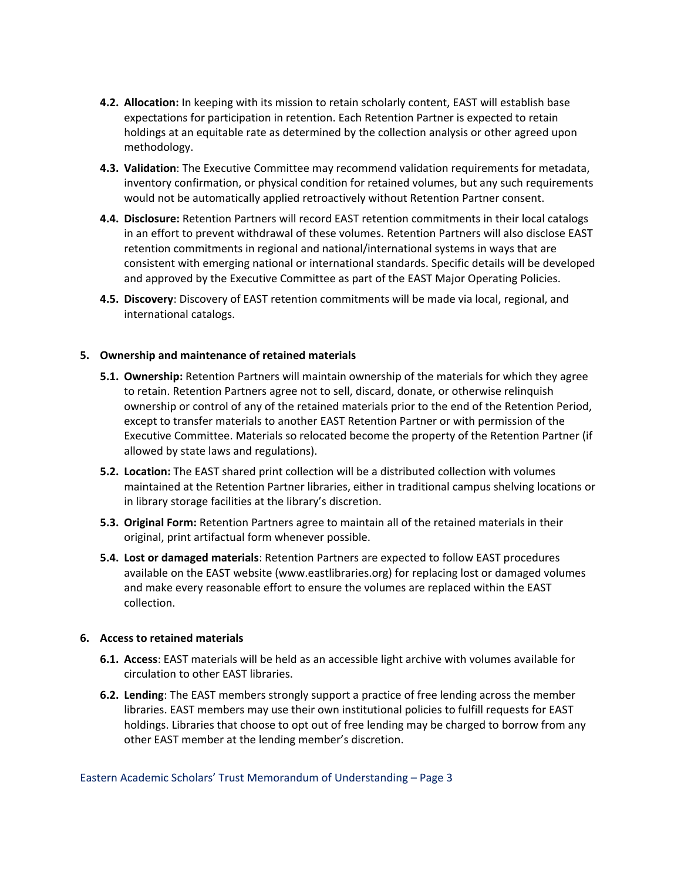- **4.2. Allocation:** In keeping with its mission to retain scholarly content, EAST will establish base expectations for participation in retention. Each Retention Partner is expected to retain holdings at an equitable rate as determined by the collection analysis or other agreed upon methodology.
- **4.3. Validation**: The Executive Committee may recommend validation requirements for metadata, inventory confirmation, or physical condition for retained volumes, but any such requirements would not be automatically applied retroactively without Retention Partner consent.
- **4.4. Disclosure:** Retention Partners will record EAST retention commitments in their local catalogs in an effort to prevent withdrawal of these volumes. Retention Partners will also disclose EAST retention commitments in regional and national/international systems in ways that are consistent with emerging national or international standards. Specific details will be developed and approved by the Executive Committee as part of the EAST Major Operating Policies.
- **4.5. Discovery**: Discovery of EAST retention commitments will be made via local, regional, and international catalogs.

**5. Ownership and maintenance of retained materials**

- **5.1. Ownership:** Retention Partners will maintain ownership of the materials for which they agree to retain. Retention Partners agree not to sell, discard, donate, or otherwise relinquish ownership or control of any of the retained materials prior to the end of the Retention Period, except to transfer materials to another EAST Retention Partner or with permission of the Executive Committee. Materials so relocated become the property of the Retention Partner (if allowed by state laws and regulations).
- **5.2. Location:** The EAST shared print collection will be a distributed collection with volumes maintained at the Retention Partner libraries, either in traditional campus shelving locations or in library storage facilities at the library's discretion.
- **5.3. Original Form:** Retention Partners agree to maintain all of the retained materials in their original, print artifactual form whenever possible.
- **5.4. Lost or damaged materials**: Retention Partners are expected to follow EAST procedures available on the EAST website (www.eastlibraries.org) for replacing lost or damaged volumes and make every reasonable effort to ensure the volumes are replaced within the EAST collection.

**6. Access to retained materials**

- **6.1. Access**: EAST materials will be held as an accessible light archive with volumes available for circulation to other EAST libraries.
- **6.2. Lending**: The EAST members strongly support a practice of free lending across the member libraries. EAST members may use their own institutional policies to fulfill requests for EAST holdings. Libraries that choose to opt out of free lending may be charged to borrow from any other EAST member at the lending member's discretion.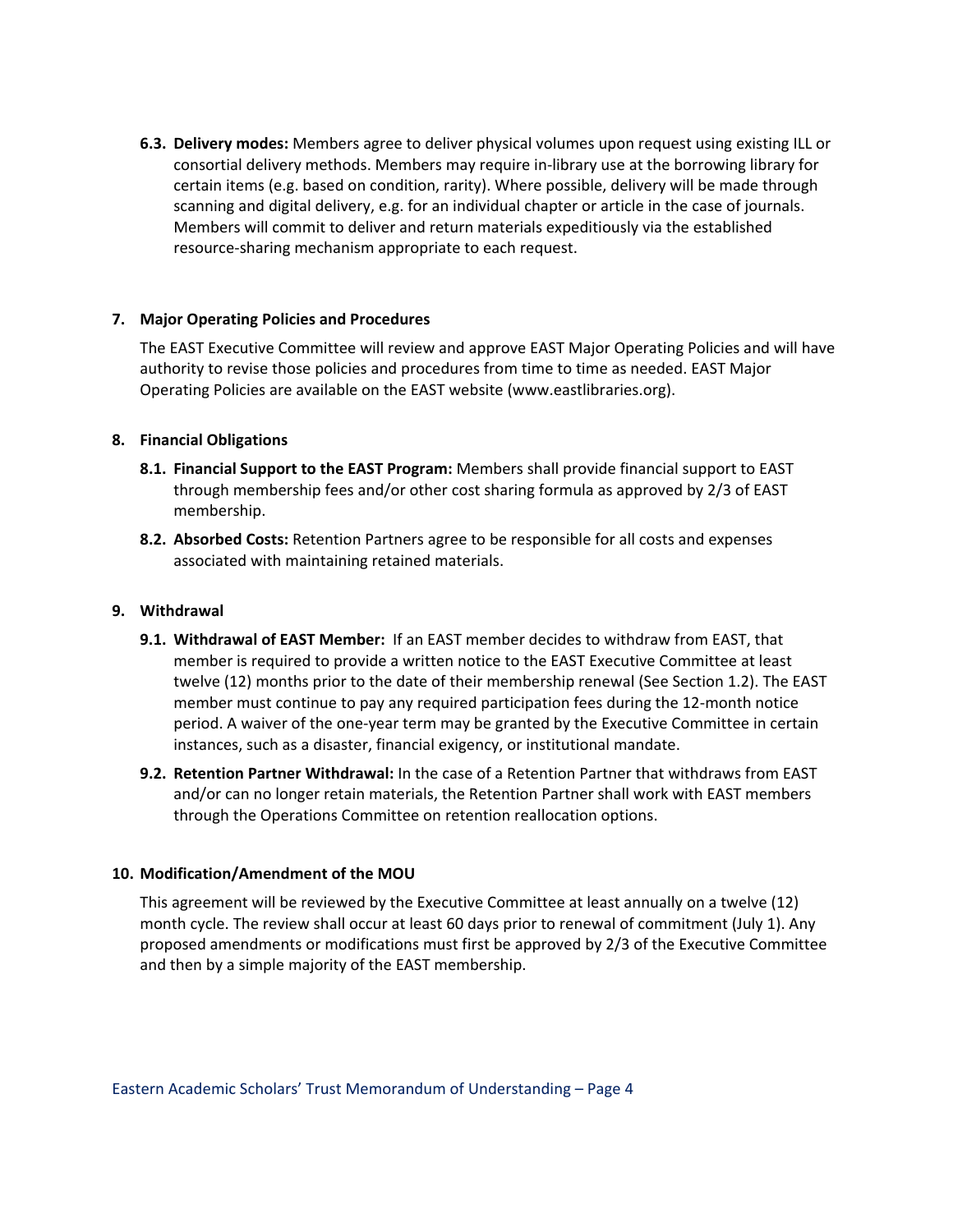**6.3. Delivery modes:** Members agree to deliver physical volumes upon request using existing ILL or consortial delivery methods. Members may require in-library use at the borrowing library for certain items (e.g. based on condition, rarity). Where possible, delivery will be made through scanning and digital delivery, e.g. for an individual chapter or article in the case of journals. Members will commit to deliver and return materials expeditiously via the established resource-sharing mechanism appropriate to each request.

## 7. Major Operating Policies and Procedures

The EAST Executive Committee will review and approve EAST Major Operating Policies and will have authority to revise those policies and procedures from time to time as needed. EAST Major Operating Policies are available on the EAST website (www.eastlibraries.org).

## 8. Financial Obligations

**8.1. Financial Support to the EAST Program:** Members shall provide financial support to EAST through membership fees and/or other cost sharing formula as approved by 2/3 of EAST membership.

**8.2. Absorbed Costs:** Retention Partners agree to be responsible for all costs and expenses associated with maintaining retained materials.

## 9. Withdrawal

**9.1. Withdrawal of EAST Member:** If an EAST member decides to withdraw from EAST, that member is required to provide a written notice to the EAST Executive Committee at least twelve (12) months prior to the date of their membership renewal (See Section 1.2). The EAST member must continue to pay any required participation fees during the 12-month notice period. A waiver of the one-year term may be granted by the Executive Committee in certain instances, such as a disaster, financial exigency, or institutional mandate.

**9.2. Retention Partner Withdrawal:** In the case of a Retention Partner that withdraws from EAST and/or can no longer retain materials, the Retention Partner shall work with EAST members through the Operations Committee on retention reallocation options.

## 10. Modification/Amendment of the MOU

This agreement will be reviewed by the Executive Committee at least annually on a twelve (12) month cycle. The review shall occur at least 60 days prior to renewal of commitment (July 1). Any proposed amendments or modifications must first be approved by 2/3 of the Executive Committee and then by a simple majority of the EAST membership.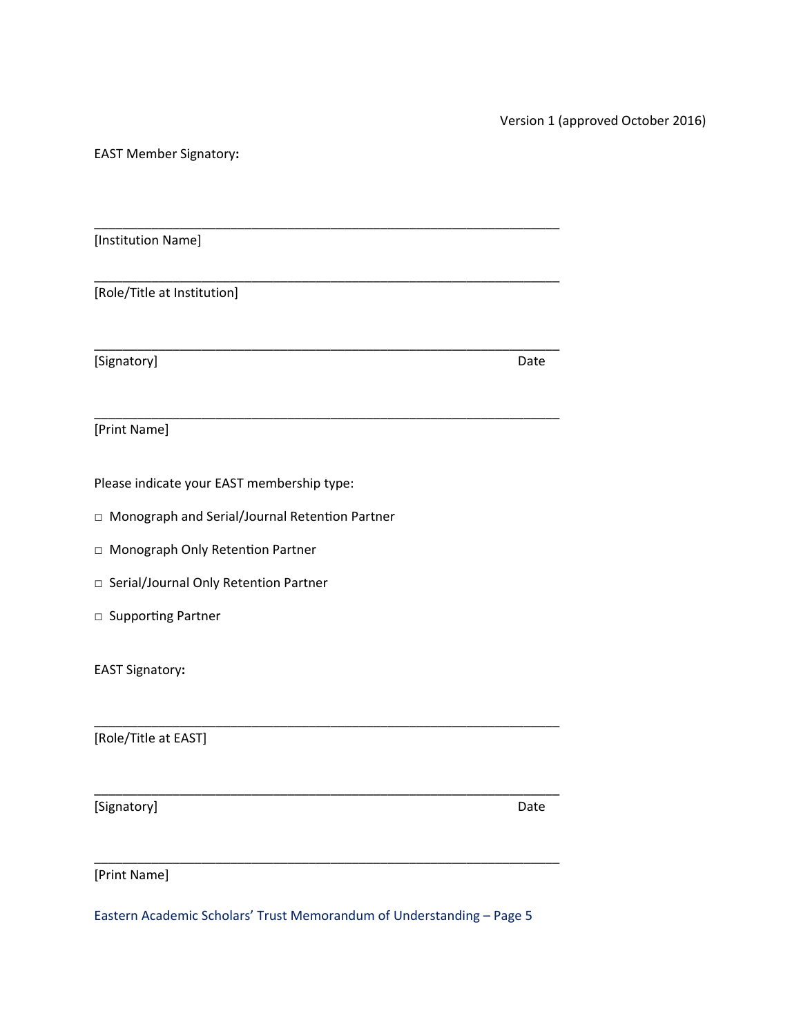Version 1 (approved October 2016)

EAST Member Signatory**:**

\_\_\_\_\_\_\_\_\_\_\_\_\_\_\_\_\_\_\_\_\_\_\_\_\_\_\_\_\_\_\_\_\_\_\_\_\_\_\_\_\_\_\_\_\_\_\_\_\_\_\_\_\_\_\_\_\_\_\_\_\_\_\_\_

[Institution Name]

\_\_\_\_\_\_\_\_\_\_\_\_\_\_\_\_\_\_\_\_\_\_\_\_\_\_\_\_\_\_\_\_\_\_\_\_\_\_\_\_\_\_\_\_\_\_\_\_\_\_\_\_\_\_\_\_\_\_\_\_\_\_\_\_

[Role/Title at Institution]

\_\_\_\_\_\_\_\_\_\_\_\_\_\_\_\_\_\_\_\_\_\_\_\_\_\_\_\_\_\_\_\_\_\_\_\_\_\_\_\_\_\_\_\_\_\_\_\_\_\_\_\_\_\_\_\_\_\_\_\_\_\_\_\_

[Signatory] Date

\_\_\_\_\_\_\_\_\_\_\_\_\_\_\_\_\_\_\_\_\_\_\_\_\_\_\_\_\_\_\_\_\_\_\_\_\_\_\_\_\_\_\_\_\_\_\_\_\_\_\_\_\_\_\_\_\_\_\_\_\_\_\_\_

[Print Name]

Please indicate your EAST membership type:

□ Monograph and Serial/Journal Retention Partner

□ Monograph Only Retention Partner

□ Serial/Journal Only Retention Partner

□ Supporting Partner

EAST Signatory**:**

\_\_\_\_\_\_\_\_\_\_\_\_\_\_\_\_\_\_\_\_\_\_\_\_\_\_\_\_\_\_\_\_\_\_\_\_\_\_\_\_\_\_\_\_\_\_\_\_\_\_\_\_\_\_\_\_\_\_\_\_\_\_\_\_

[Role/Title at EAST]

\_\_\_\_\_\_\_\_\_\_\_\_\_\_\_\_\_\_\_\_\_\_\_\_\_\_\_\_\_\_\_\_\_\_\_\_\_\_\_\_\_\_\_\_\_\_\_\_\_\_\_\_\_\_\_\_\_\_\_\_\_\_\_\_

[Signatory] Date

\_\_\_\_\_\_\_\_\_\_\_\_\_\_\_\_\_\_\_\_\_\_\_\_\_\_\_\_\_\_\_\_\_\_\_\_\_\_\_\_\_\_\_\_\_\_\_\_\_\_\_\_\_\_\_\_\_\_\_\_\_\_\_\_

[Print Name]